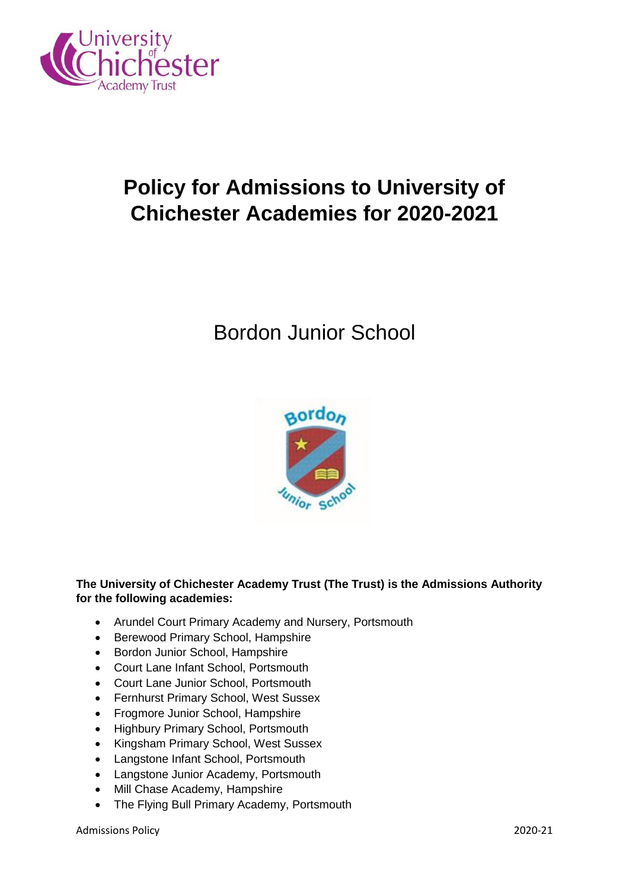# Policy for Admissions to University of Chichester Academies for 2020-2021

## Bordon Junior School

**The University of Chichester Academy Trust (The Trust) is the Admissions Authority for the following academies:**

- Arundel Court Primary Academy and Nursery, Portsmouth
- Berewood Primary School, Hampshire
- Bordon Junior School, Hampshire
- Court Lane Infant School, Portsmouth
- Court Lane Junior School, Portsmouth
- Fernhurst Primary School, West Sussex
- Frogmore Junior School, Hampshire
- Highbury Primary School, Portsmouth
- Kingsham Primary School, West Sussex
- Langstone Infant School, Portsmouth
- Langstone Junior Academy, Portsmouth
- Mill Chase Academy, Hampshire
- The Flying Bull Primary Academy, Portsmouth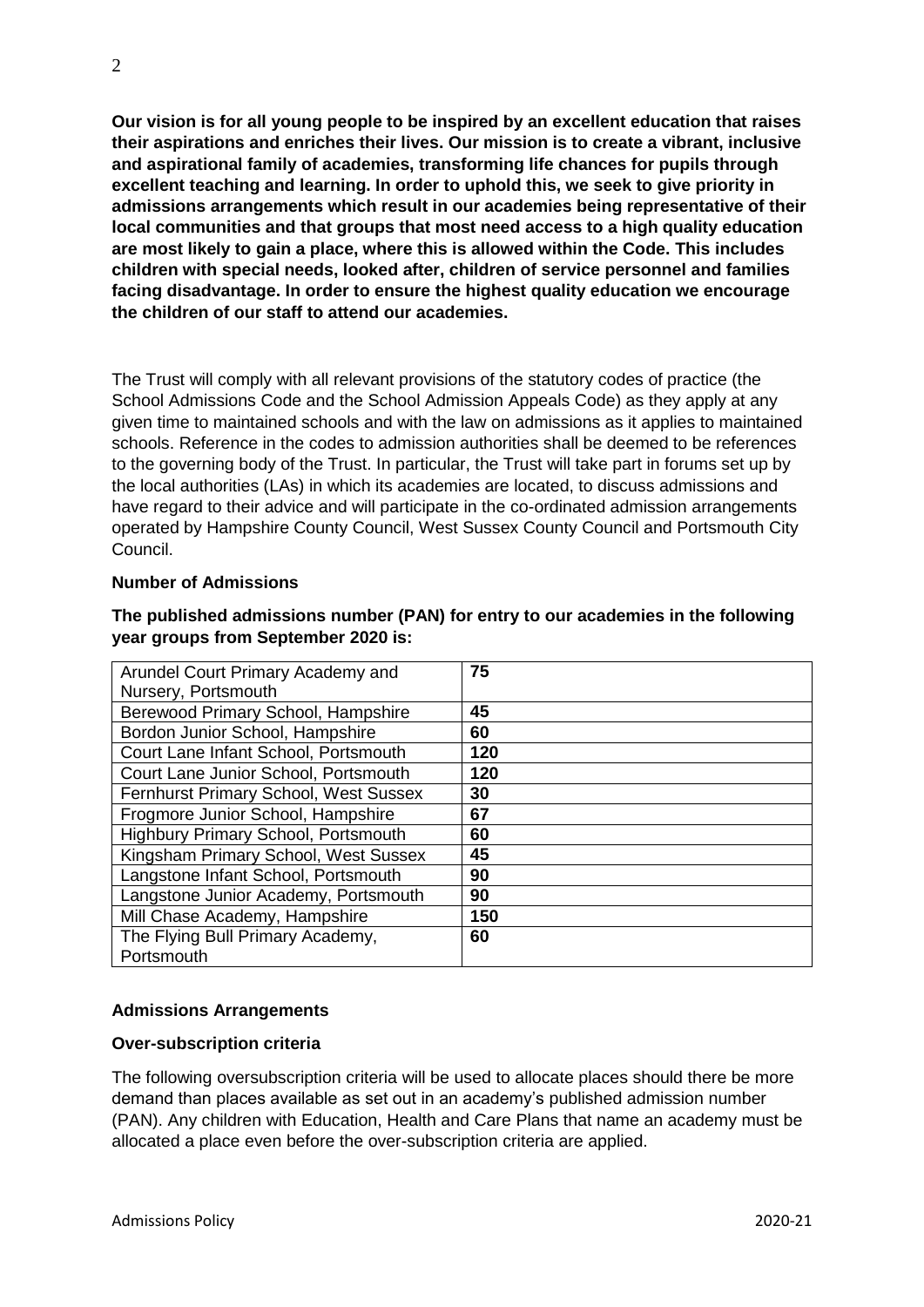**Our vision is for all young people to be inspired by an excellent education that raises their aspirations and enriches their lives. Our mission is to create a vibrant, inclusive and aspirational family of academies, transforming life chances for pupils through excellent teaching and learning. In order to uphold this, we seek to give priority in admissions arrangements which result in our academies being representative of their local communities and that groups that most need access to a high quality education are most likely to gain a place, where this is allowed within the Code. This includes children with special needs, looked after, children of service personnel and families facing disadvantage. In order to ensure the highest quality education we encourage the children of our staff to attend our academies.**

The Trust will comply with all relevant provisions of the statutory codes of practice (the School Admissions Code and the School Admission Appeals Code) as they apply at any given time to maintained schools and with the law on admissions as it applies to maintained schools. Reference in the codes to admission authorities shall be deemed to be references to the governing body of the Trust. In particular, the Trust will take part in forums set up by the local authorities (LAs) in which its academies are located, to discuss admissions and have regard to their advice and will participate in the co-ordinated admission arrangements operated by Hampshire County Council, West Sussex County Council and Portsmouth City Council.

**Number of Admissions**

**The published admissions number (PAN) for entry to our academies in the following year groups from September 2020 is:**

| Academy | PAN |
|---|---|
| Arundel Court Primary Academy and Nursery, Portsmouth | **75** |
| Berewood Primary School, Hampshire | **45** |
| Bordon Junior School, Hampshire | **60** |
| Court Lane Infant School, Portsmouth | **120** |
| Court Lane Junior School, Portsmouth | **120** |
| Fernhurst Primary School, West Sussex | **30** |
| Frogmore Junior School, Hampshire | **67** |
| Highbury Primary School, Portsmouth | **60** |
| Kingsham Primary School, West Sussex | **45** |
| Langstone Infant School, Portsmouth | **90** |
| Langstone Junior Academy, Portsmouth | **90** |
| Mill Chase Academy, Hampshire | **150** |
| The Flying Bull Primary Academy, Portsmouth | **60** |

**Admissions Arrangements**

**Over-subscription criteria**

The following oversubscription criteria will be used to allocate places should there be more demand than places available as set out in an academy's published admission number (PAN). Any children with Education, Health and Care Plans that name an academy must be allocated a place even before the over-subscription criteria are applied.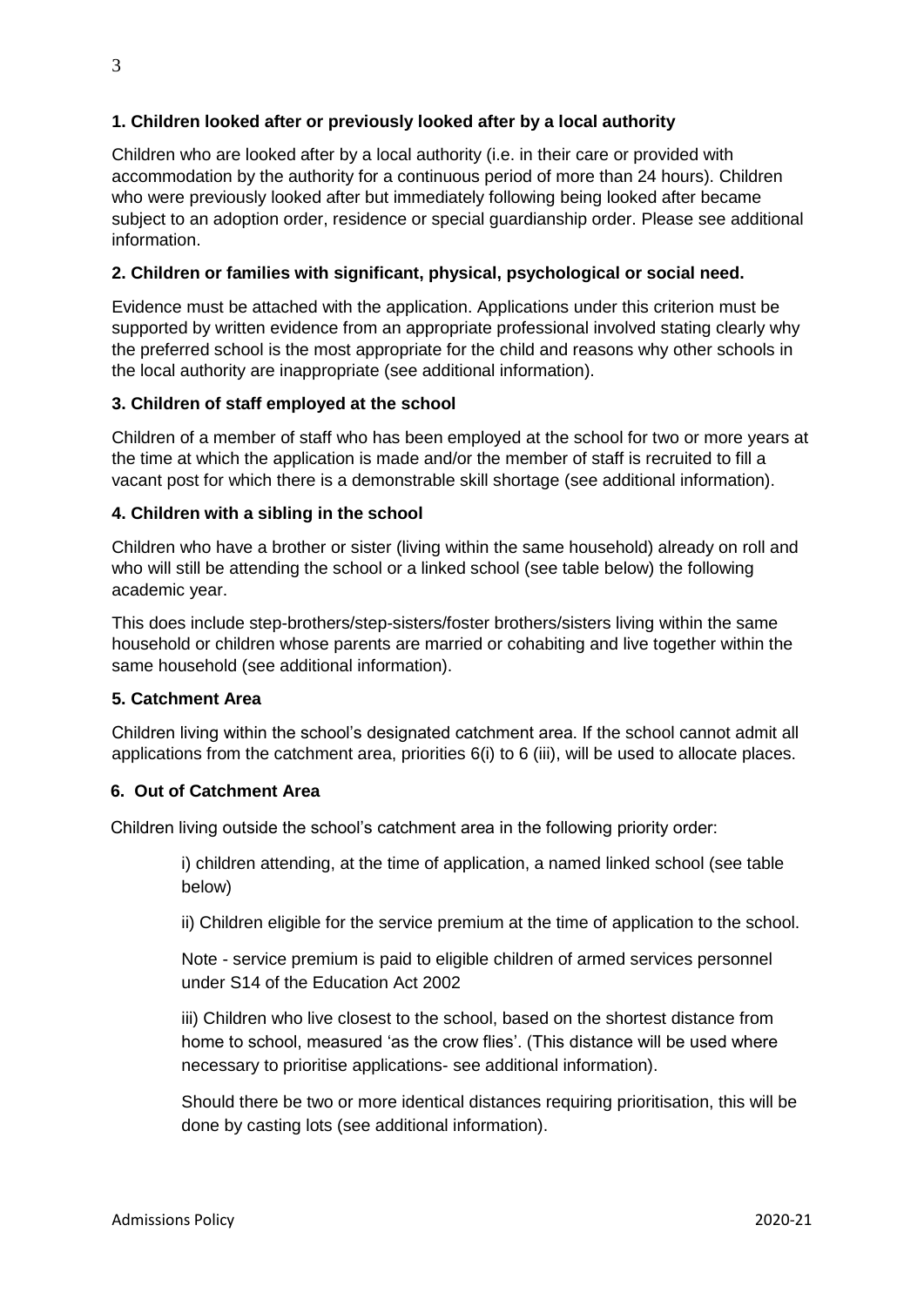**1. Children looked after or previously looked after by a local authority**

Children who are looked after by a local authority (i.e. in their care or provided with accommodation by the authority for a continuous period of more than 24 hours). Children who were previously looked after but immediately following being looked after became subject to an adoption order, residence or special guardianship order. Please see additional information.

**2. Children or families with significant, physical, psychological or social need.**

Evidence must be attached with the application. Applications under this criterion must be supported by written evidence from an appropriate professional involved stating clearly why the preferred school is the most appropriate for the child and reasons why other schools in the local authority are inappropriate (see additional information).

**3. Children of staff employed at the school**

Children of a member of staff who has been employed at the school for two or more years at the time at which the application is made and/or the member of staff is recruited to fill a vacant post for which there is a demonstrable skill shortage (see additional information).

**4. Children with a sibling in the school**

Children who have a brother or sister (living within the same household) already on roll and who will still be attending the school or a linked school (see table below) the following academic year.

This does include step-brothers/step-sisters/foster brothers/sisters living within the same household or children whose parents are married or cohabiting and live together within the same household (see additional information).

**5. Catchment Area**

Children living within the school's designated catchment area. If the school cannot admit all applications from the catchment area, priorities 6(i) to 6 (iii), will be used to allocate places.

**6. Out of Catchment Area**

Children living outside the school's catchment area in the following priority order:

i) children attending, at the time of application, a named linked school (see table below)

ii) Children eligible for the service premium at the time of application to the school.

Note - service premium is paid to eligible children of armed services personnel under S14 of the Education Act 2002

iii) Children who live closest to the school, based on the shortest distance from home to school, measured 'as the crow flies'. (This distance will be used where necessary to prioritise applications- see additional information).

Should there be two or more identical distances requiring prioritisation, this will be done by casting lots (see additional information).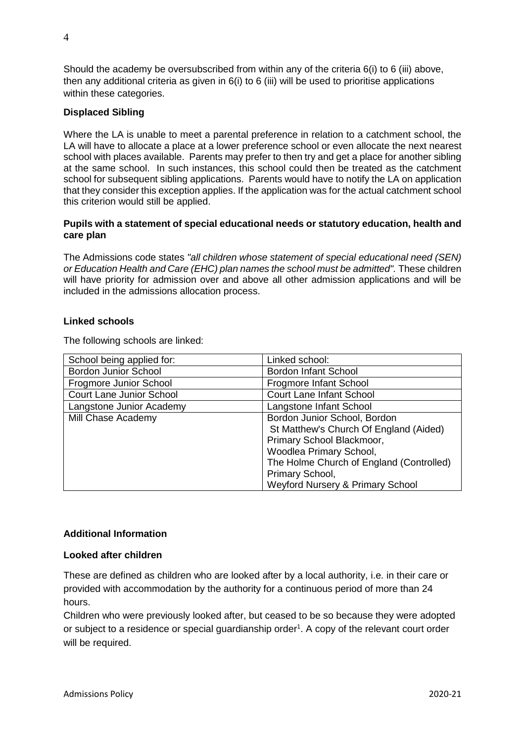Should the academy be oversubscribed from within any of the criteria 6(i) to 6 (iii) above, then any additional criteria as given in 6(i) to 6 (iii) will be used to prioritise applications within these categories.

**Displaced Sibling**

Where the LA is unable to meet a parental preference in relation to a catchment school, the LA will have to allocate a place at a lower preference school or even allocate the next nearest school with places available. Parents may prefer to then try and get a place for another sibling at the same school. In such instances, this school could then be treated as the catchment school for subsequent sibling applications. Parents would have to notify the LA on application that they consider this exception applies. If the application was for the actual catchment school this criterion would still be applied.

**Pupils with a statement of special educational needs or statutory education, health and care plan**

The Admissions code states *"all children whose statement of special educational need (SEN) or Education Health and Care (EHC) plan names the school must be admitted"*. These children will have priority for admission over and above all other admission applications and will be included in the admissions allocation process.

**Linked schools**

The following schools are linked:

| School being applied for: | Linked school: |
|---|---|
| Bordon Junior School | Bordon Infant School |
| Frogmore Junior School | Frogmore Infant School |
| Court Lane Junior School | Court Lane Infant School |
| Langstone Junior Academy | Langstone Infant School |
| Mill Chase Academy | Bordon Junior School, Bordon<br>St Matthew's Church Of England (Aided) Primary School Blackmoor,<br>Woodlea Primary School,<br>The Holme Church of England (Controlled) Primary School,<br>Weyford Nursery & Primary School |

**Additional Information**

**Looked after children**

These are defined as children who are looked after by a local authority, i.e. in their care or provided with accommodation by the authority for a continuous period of more than 24 hours.

Children who were previously looked after, but ceased to be so because they were adopted or subject to a residence or special guardianship order[1]. A copy of the relevant court order will be required.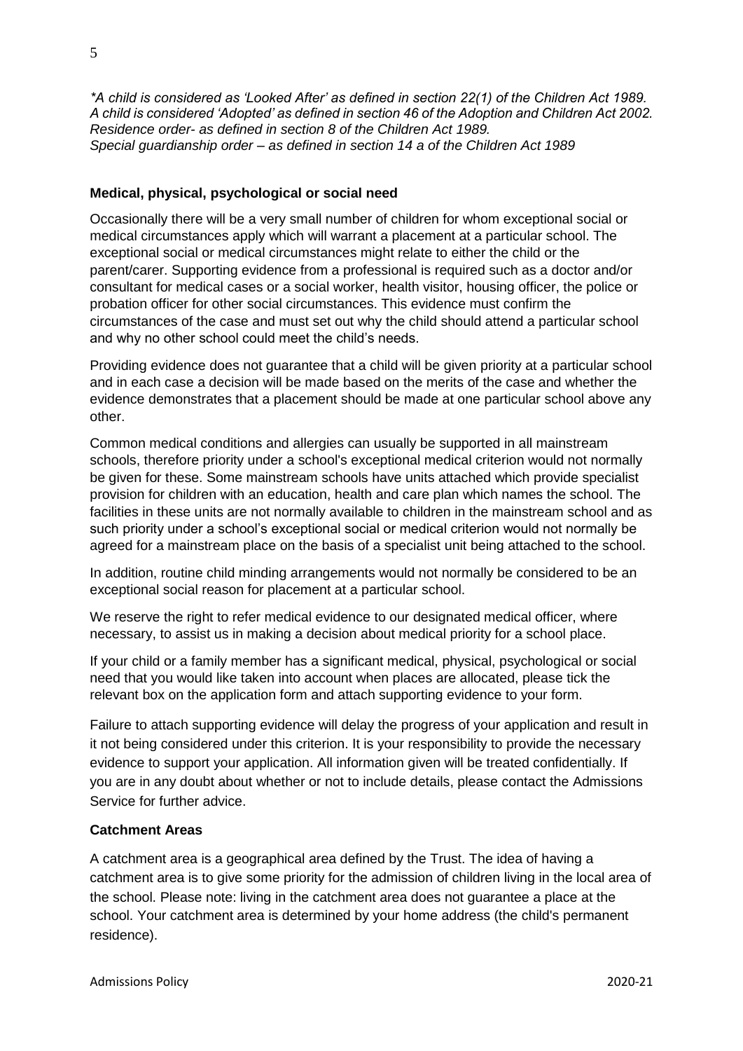*\*A child is considered as 'Looked After' as defined in section 22(1) of the Children Act 1989.*
*A child is considered 'Adopted' as defined in section 46 of the Adoption and Children Act 2002.*
*Residence order- as defined in section 8 of the Children Act 1989.*
*Special guardianship order – as defined in section 14 a of the Children Act 1989*

**Medical, physical, psychological or social need**

Occasionally there will be a very small number of children for whom exceptional social or medical circumstances apply which will warrant a placement at a particular school. The exceptional social or medical circumstances might relate to either the child or the parent/carer. Supporting evidence from a professional is required such as a doctor and/or consultant for medical cases or a social worker, health visitor, housing officer, the police or probation officer for other social circumstances. This evidence must confirm the circumstances of the case and must set out why the child should attend a particular school and why no other school could meet the child's needs.

Providing evidence does not guarantee that a child will be given priority at a particular school and in each case a decision will be made based on the merits of the case and whether the evidence demonstrates that a placement should be made at one particular school above any other.

Common medical conditions and allergies can usually be supported in all mainstream schools, therefore priority under a school's exceptional medical criterion would not normally be given for these. Some mainstream schools have units attached which provide specialist provision for children with an education, health and care plan which names the school. The facilities in these units are not normally available to children in the mainstream school and as such priority under a school's exceptional social or medical criterion would not normally be agreed for a mainstream place on the basis of a specialist unit being attached to the school.

In addition, routine child minding arrangements would not normally be considered to be an exceptional social reason for placement at a particular school.

We reserve the right to refer medical evidence to our designated medical officer, where necessary, to assist us in making a decision about medical priority for a school place.

If your child or a family member has a significant medical, physical, psychological or social need that you would like taken into account when places are allocated, please tick the relevant box on the application form and attach supporting evidence to your form.

Failure to attach supporting evidence will delay the progress of your application and result in it not being considered under this criterion. It is your responsibility to provide the necessary evidence to support your application. All information given will be treated confidentially. If you are in any doubt about whether or not to include details, please contact the Admissions Service for further advice.

**Catchment Areas**

A catchment area is a geographical area defined by the Trust. The idea of having a catchment area is to give some priority for the admission of children living in the local area of the school. Please note: living in the catchment area does not guarantee a place at the school. Your catchment area is determined by your home address (the child's permanent residence).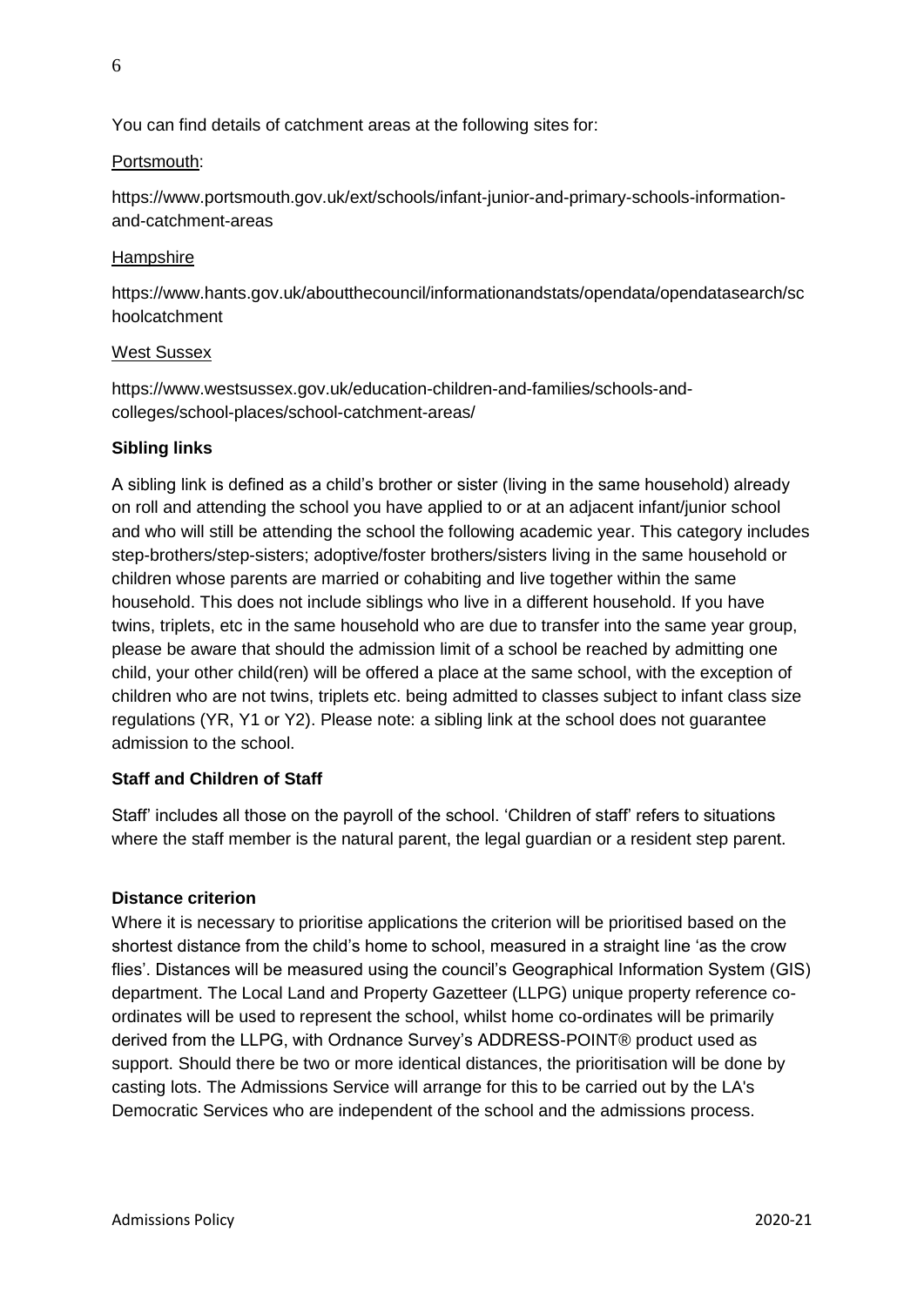You can find details of catchment areas at the following sites for:

Portsmouth:

https://www.portsmouth.gov.uk/ext/schools/infant-junior-and-primary-schools-information-and-catchment-areas

Hampshire

https://www.hants.gov.uk/aboutthecouncil/informationandstats/opendata/opendatasearch/schoolcatchment

West Sussex

https://www.westsussex.gov.uk/education-children-and-families/schools-and-colleges/school-places/school-catchment-areas/

**Sibling links**

A sibling link is defined as a child's brother or sister (living in the same household) already on roll and attending the school you have applied to or at an adjacent infant/junior school and who will still be attending the school the following academic year. This category includes step-brothers/step-sisters; adoptive/foster brothers/sisters living in the same household or children whose parents are married or cohabiting and live together within the same household. This does not include siblings who live in a different household. If you have twins, triplets, etc in the same household who are due to transfer into the same year group, please be aware that should the admission limit of a school be reached by admitting one child, your other child(ren) will be offered a place at the same school, with the exception of children who are not twins, triplets etc. being admitted to classes subject to infant class size regulations (YR, Y1 or Y2). Please note: a sibling link at the school does not guarantee admission to the school.

**Staff and Children of Staff**

Staff' includes all those on the payroll of the school. 'Children of staff' refers to situations where the staff member is the natural parent, the legal guardian or a resident step parent.

**Distance criterion**

Where it is necessary to prioritise applications the criterion will be prioritised based on the shortest distance from the child's home to school, measured in a straight line 'as the crow flies'. Distances will be measured using the council's Geographical Information System (GIS) department. The Local Land and Property Gazetteer (LLPG) unique property reference co-ordinates will be used to represent the school, whilst home co-ordinates will be primarily derived from the LLPG, with Ordnance Survey's ADDRESS-POINT® product used as support. Should there be two or more identical distances, the prioritisation will be done by casting lots. The Admissions Service will arrange for this to be carried out by the LA's Democratic Services who are independent of the school and the admissions process.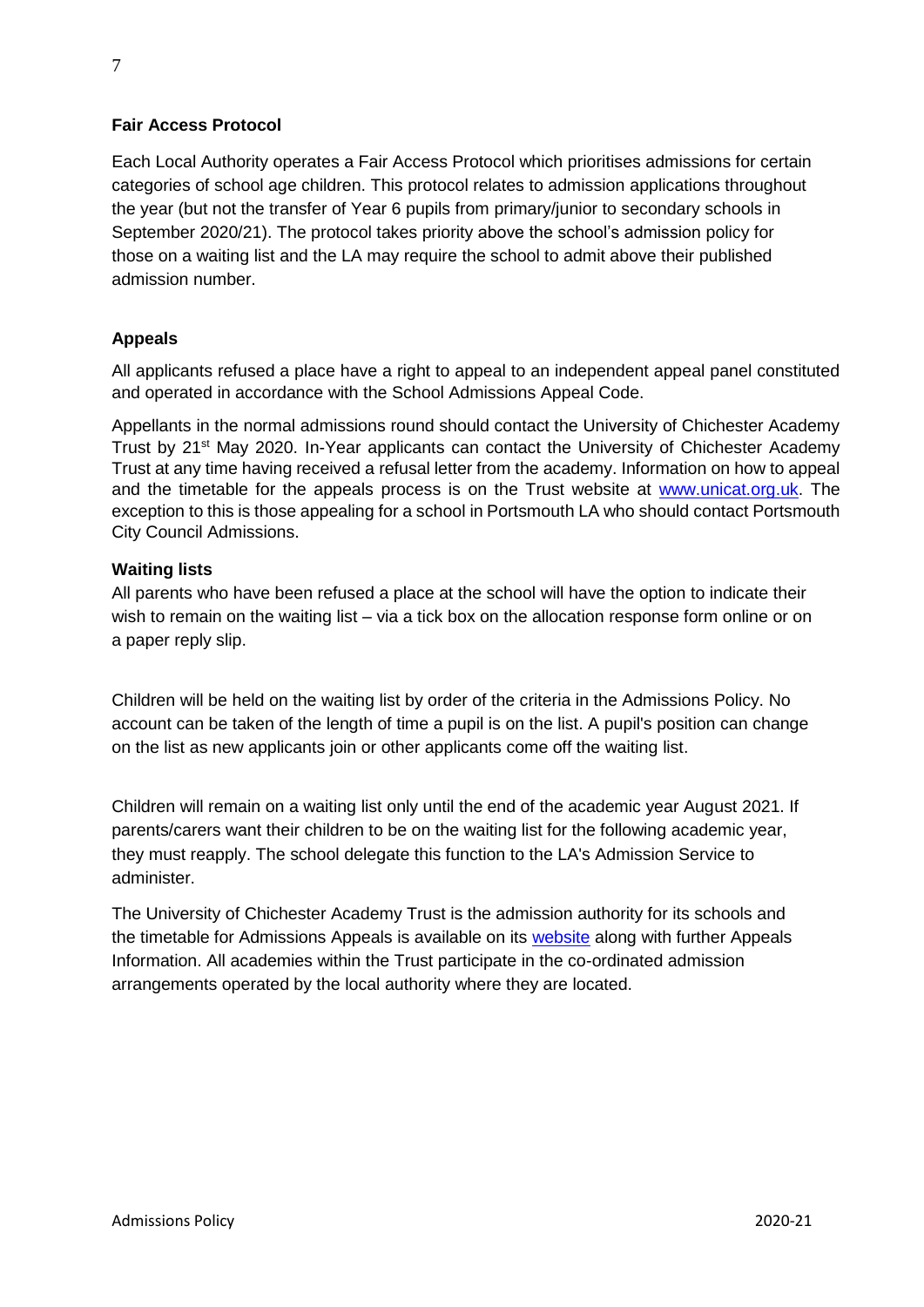### Fair Access Protocol

Each Local Authority operates a Fair Access Protocol which prioritises admissions for certain categories of school age children. This protocol relates to admission applications throughout the year (but not the transfer of Year 6 pupils from primary/junior to secondary schools in September 2020/21). The protocol takes priority above the school's admission policy for those on a waiting list and the LA may require the school to admit above their published admission number.

### Appeals

All applicants refused a place have a right to appeal to an independent appeal panel constituted and operated in accordance with the School Admissions Appeal Code.

Appellants in the normal admissions round should contact the University of Chichester Academy Trust by 21st May 2020. In-Year applicants can contact the University of Chichester Academy Trust at any time having received a refusal letter from the academy. Information on how to appeal and the timetable for the appeals process is on the Trust website at [www.unicat.org.uk](http://www.unicat.org.uk). The exception to this is those appealing for a school in Portsmouth LA who should contact Portsmouth City Council Admissions.

### Waiting lists

All parents who have been refused a place at the school will have the option to indicate their wish to remain on the waiting list – via a tick box on the allocation response form online or on a paper reply slip.

Children will be held on the waiting list by order of the criteria in the Admissions Policy. No account can be taken of the length of time a pupil is on the list. A pupil's position can change on the list as new applicants join or other applicants come off the waiting list.

Children will remain on a waiting list only until the end of the academic year August 2021. If parents/carers want their children to be on the waiting list for the following academic year, they must reapply. The school delegate this function to the LA's Admission Service to administer.

The University of Chichester Academy Trust is the admission authority for its schools and the timetable for Admissions Appeals is available on its website along with further Appeals Information. All academies within the Trust participate in the co-ordinated admission arrangements operated by the local authority where they are located.